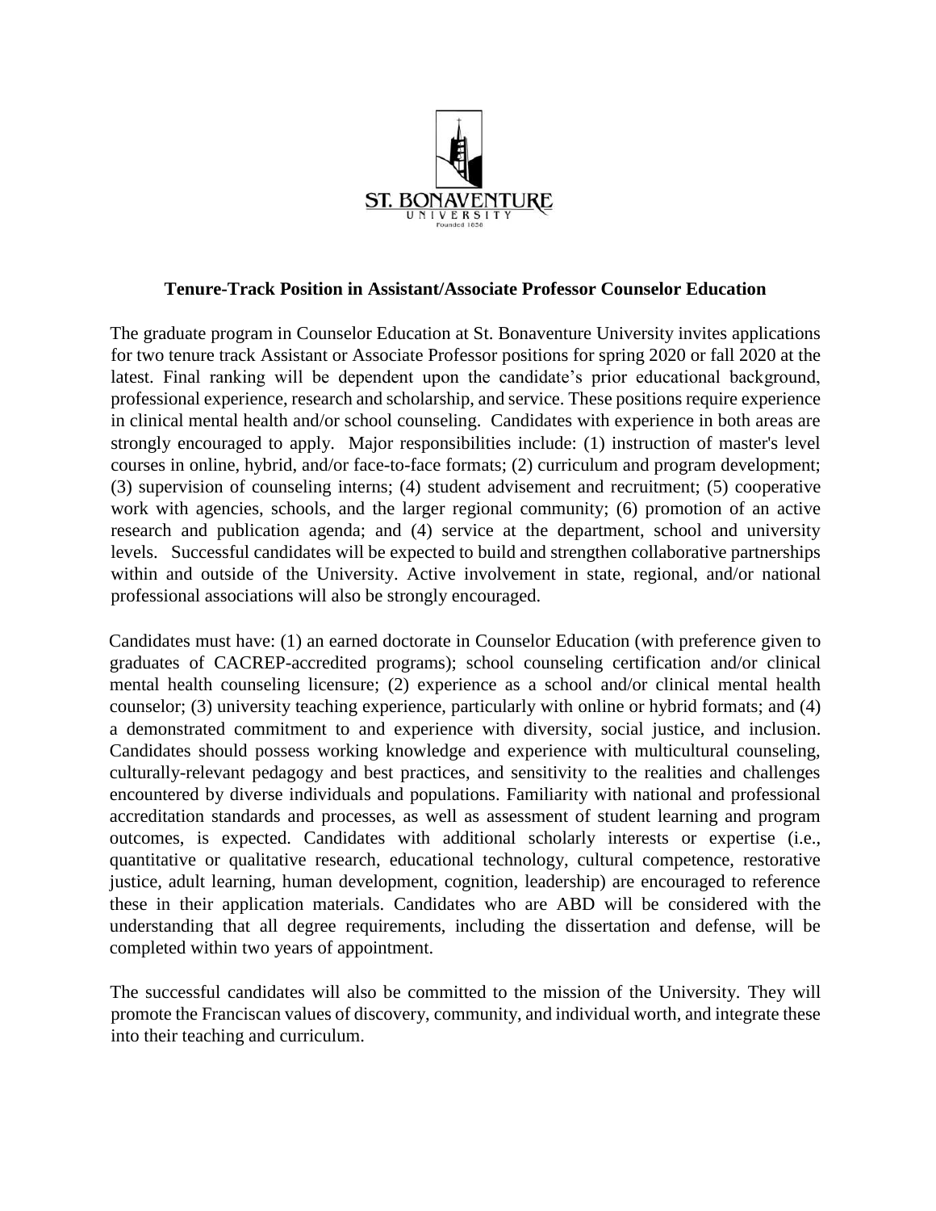**Tenure-Track Position in Assistant/Associate Professor Counselor Education**

The graduate program in Counselor Education at St. Bonaventure University invites applications for two tenure track Assistant or Associate Professor positions for spring 2020 or fall 2020 at the latest. Final ranking will be dependent upon the candidate's prior educational background, professional experience, research and scholarship, and service. These positions require experience in clinical mental health and/or school counseling. Candidates with experience in both areas are strongly encouraged to apply. Major responsibilities include: (1) instruction of master's level courses in online, hybrid, and/or face-to-face formats; (2) curriculum and program development; (3) supervision of counseling interns; (4) student advisement and recruitment; (5) cooperative work with agencies, schools, and the larger regional community; (6) promotion of an active research and publication agenda; and (4) service at the department, school and university levels. Successful candidates will be expected to build and strengthen collaborative partnerships within and outside of the University. Active involvement in state, regional, and/or national professional associations will also be strongly encouraged.

Candidates must have: (1) an earned doctorate in Counselor Education (with preference given to graduates of CACREP-accredited programs); school counseling certification and/or clinical mental health counseling licensure; (2) experience as a school and/or clinical mental health counselor; (3) university teaching experience, particularly with online or hybrid formats; and (4) a demonstrated commitment to and experience with diversity, social justice, and inclusion. Candidates should possess working knowledge and experience with multicultural counseling, culturally-relevant pedagogy and best practices, and sensitivity to the realities and challenges encountered by diverse individuals and populations. Familiarity with national and professional accreditation standards and processes, as well as assessment of student learning and program outcomes, is expected. Candidates with additional scholarly interests or expertise (i.e., quantitative or qualitative research, educational technology, cultural competence, restorative justice, adult learning, human development, cognition, leadership) are encouraged to reference these in their application materials. Candidates who are ABD will be considered with the understanding that all degree requirements, including the dissertation and defense, will be completed within two years of appointment.

The successful candidates will also be committed to the mission of the University. They will promote the Franciscan values of discovery, community, and individual worth, and integrate these into their teaching and curriculum.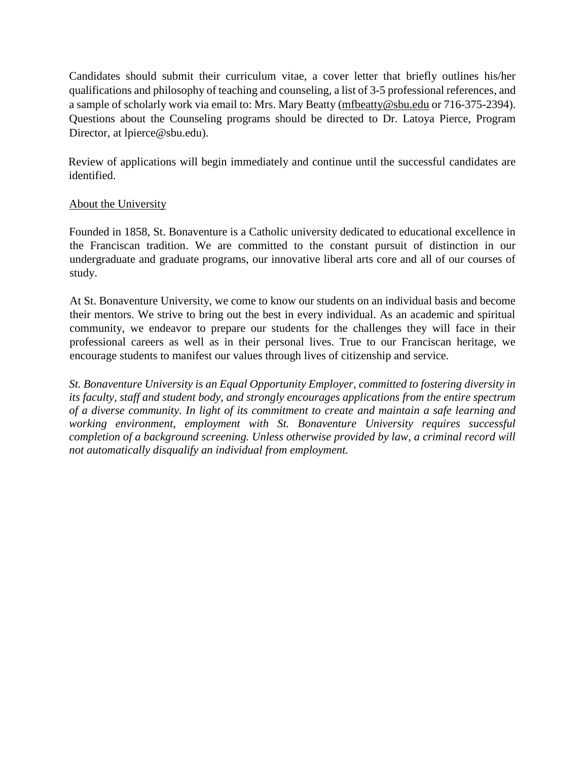Candidates should submit their curriculum vitae, a cover letter that briefly outlines his/her qualifications and philosophy of teaching and counseling, a list of 3-5 professional references, and a sample of scholarly work via email to: Mrs. Mary Beatty (mfbeatty@sbu.edu or 716-375-2394). Questions about the Counseling programs should be directed to Dr. Latoya Pierce, Program Director, at lpierce@sbu.edu).

Review of applications will begin immediately and continue until the successful candidates are identified.

About the University

Founded in 1858, St. Bonaventure is a Catholic university dedicated to educational excellence in the Franciscan tradition. We are committed to the constant pursuit of distinction in our undergraduate and graduate programs, our innovative liberal arts core and all of our courses of study.

At St. Bonaventure University, we come to know our students on an individual basis and become their mentors. We strive to bring out the best in every individual. As an academic and spiritual community, we endeavor to prepare our students for the challenges they will face in their professional careers as well as in their personal lives. True to our Franciscan heritage, we encourage students to manifest our values through lives of citizenship and service.

*St. Bonaventure University is an Equal Opportunity Employer, committed to fostering diversity in its faculty, staff and student body, and strongly encourages applications from the entire spectrum of a diverse community. In light of its commitment to create and maintain a safe learning and working environment, employment with St. Bonaventure University requires successful completion of a background screening. Unless otherwise provided by law, a criminal record will not automatically disqualify an individual from employment.*